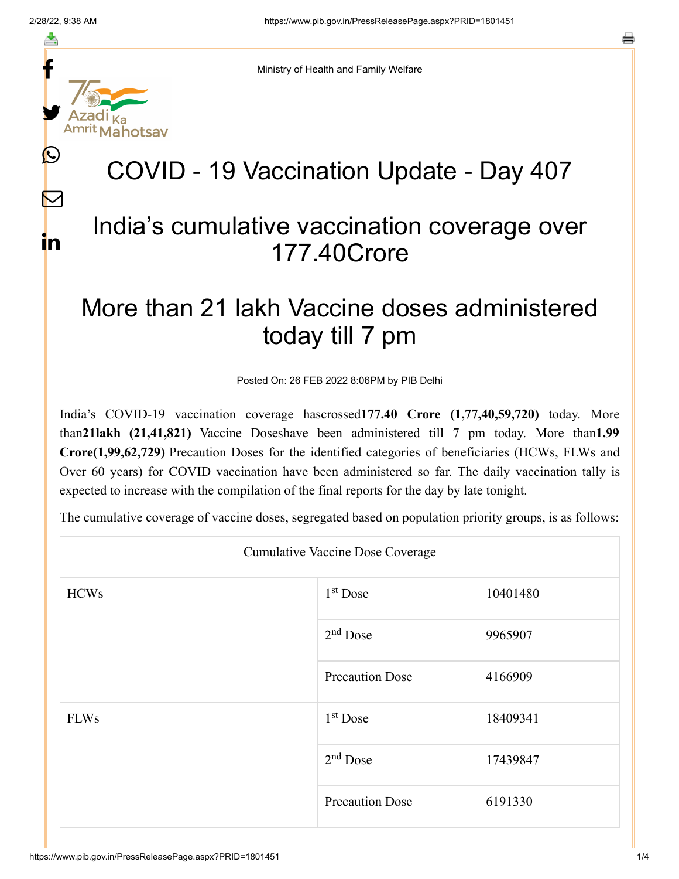Ministry of Health and Family Welfare

# COVID - 19 Vaccination Update - Day 407

## India's cumulative vaccination coverage over 177.40Crore

## More than 21 lakh Vaccine doses administered today till 7 pm

Posted On: 26 FEB 2022 8:06PM by PIB Delhi

India's COVID-19 vaccination coverage hascrossed**177.40 Crore (1,77,40,59,720)** today. More than**21lakh (21,41,821)** Vaccine Doseshave been administered till 7 pm today. More than**1.99 Crore(1,99,62,729)** Precaution Doses for the identified categories of beneficiaries (HCWs, FLWs and Over 60 years) for COVID vaccination have been administered so far. The daily vaccination tally is expected to increase with the compilation of the final reports for the day by late tonight.

The cumulative coverage of vaccine doses, segregated based on population priority groups, is as follows:

| Cumulative Vaccine Dose Coverage | | |
|---|---|---|
| HCWs | 1st Dose | 10401480 |
| | 2nd Dose | 9965907 |
| | Precaution Dose | 4166909 |
| FLWs | 1st Dose | 18409341 |
| | 2nd Dose | 17439847 |
| | Precaution Dose | 6191330 |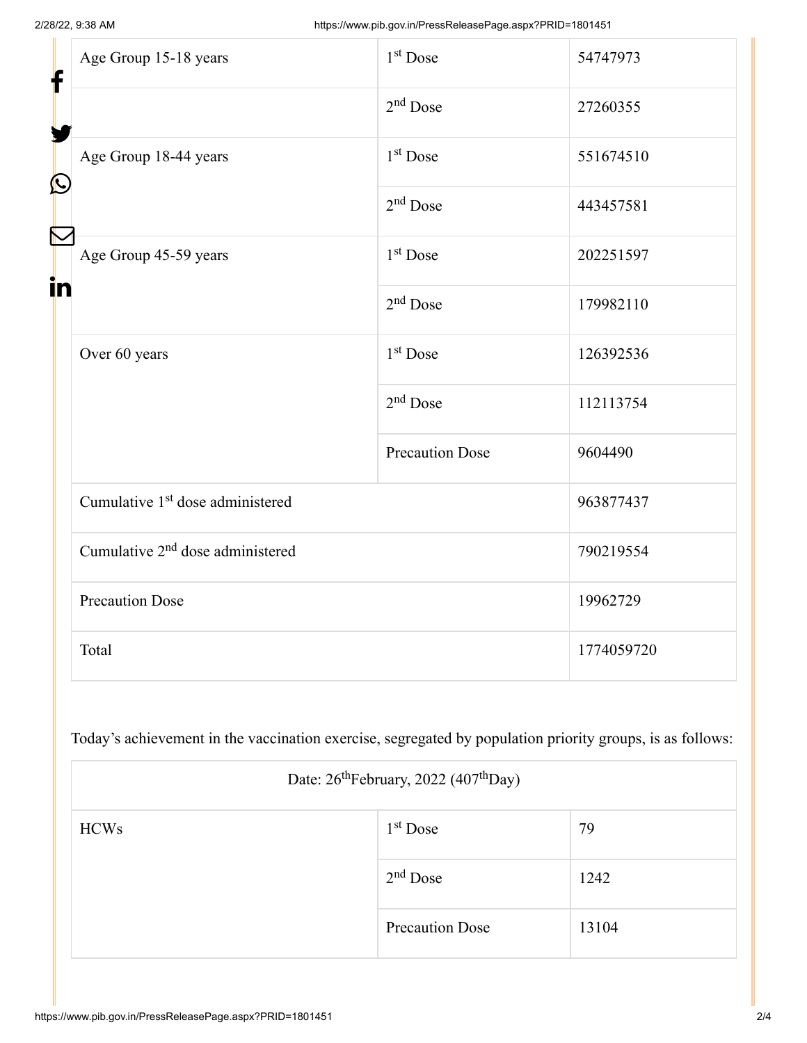| Age Group 15-18 years | 1st Dose | 54747973 |
|---|---|---|
| | 2nd Dose | 27260355 |
| Age Group 18-44 years | 1st Dose | 551674510 |
| | 2nd Dose | 443457581 |
| Age Group 45-59 years | 1st Dose | 202251597 |
| | 2nd Dose | 179982110 |
| Over 60 years | 1st Dose | 126392536 |
| | 2nd Dose | 112113754 |
| | Precaution Dose | 9604490 |
| Cumulative 1st dose administered | | 963877437 |
| Cumulative 2nd dose administered | | 790219554 |
| Precaution Dose | | 19962729 |
| Total | | 1774059720 |

Today's achievement in the vaccination exercise, segregated by population priority groups, is as follows:

| Date: 26th February, 2022 (407th Day) | | |
|---|---|---|
| HCWs | 1st Dose | 79 |
| | 2nd Dose | 1242 |
| | Precaution Dose | 13104 |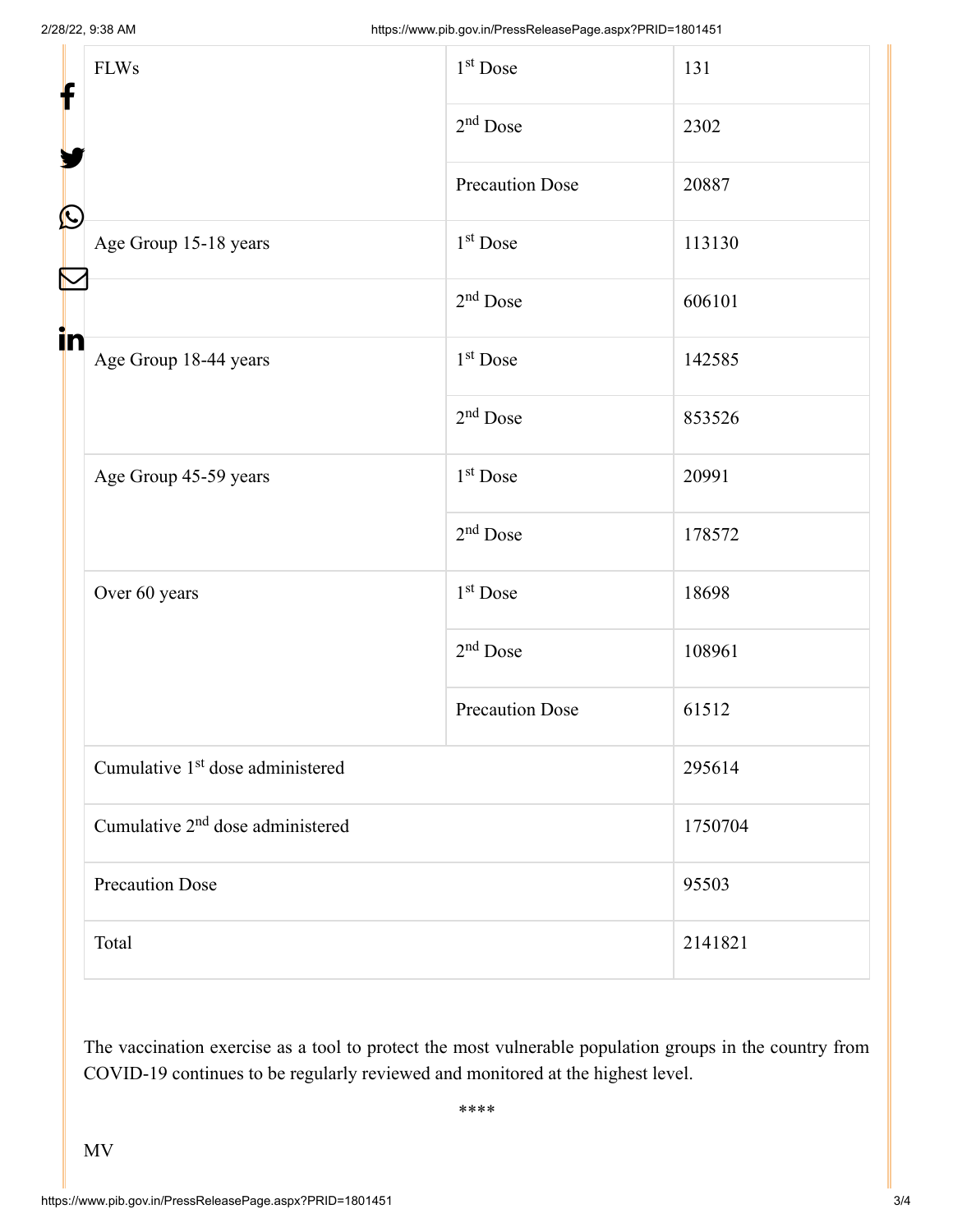| | | |
|---|---|---|
| FLWs | 1st Dose | 131 |
| | 2nd Dose | 2302 |
| | Precaution Dose | 20887 |
| Age Group 15-18 years | 1st Dose | 113130 |
| | 2nd Dose | 606101 |
| Age Group 18-44 years | 1st Dose | 142585 |
| | 2nd Dose | 853526 |
| Age Group 45-59 years | 1st Dose | 20991 |
| | 2nd Dose | 178572 |
| Over 60 years | 1st Dose | 18698 |
| | 2nd Dose | 108961 |
| | Precaution Dose | 61512 |
| Cumulative 1st dose administered | | 295614 |
| Cumulative 2nd dose administered | | 1750704 |
| Precaution Dose | | 95503 |
| Total | | 2141821 |

The vaccination exercise as a tool to protect the most vulnerable population groups in the country from COVID-19 continues to be regularly reviewed and monitored at the highest level.

****

MV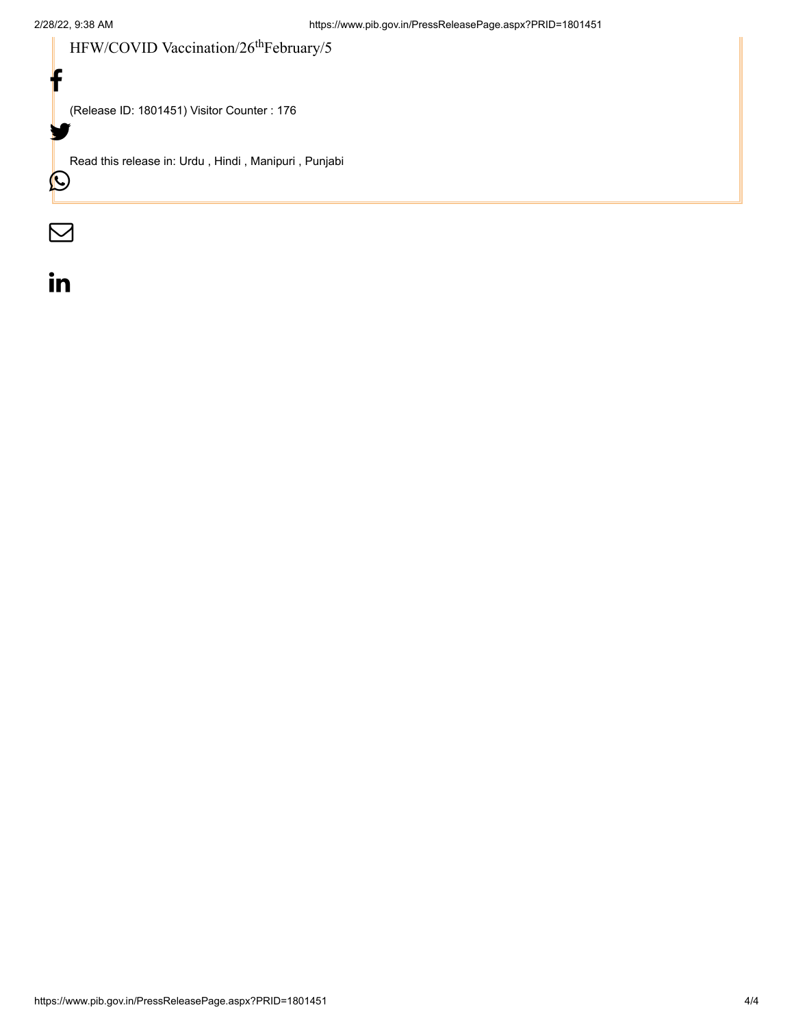HFW/COVID Vaccination/26thFebruary/5

(Release ID: 1801451) Visitor Counter : 176

Read this release in: Urdu , Hindi , Manipuri , Punjabi